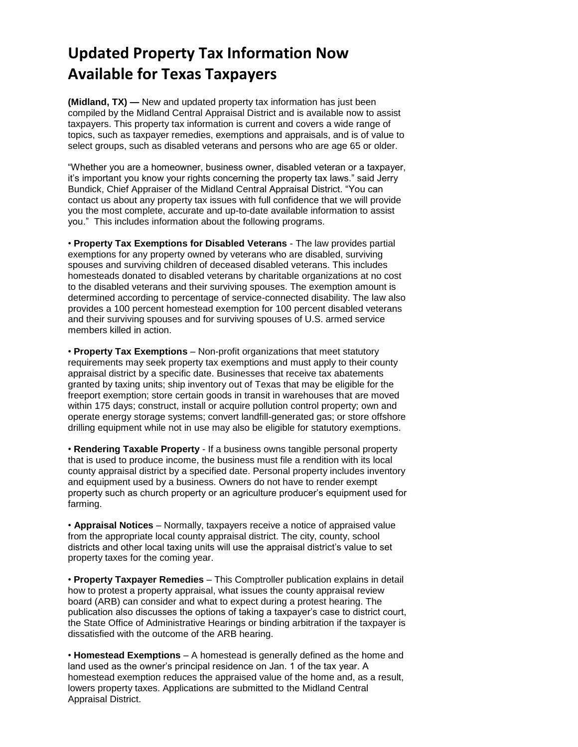# Updated Property Tax Information Now Available for Texas Taxpayers

**(Midland, TX) —** New and updated property tax information has just been compiled by the Midland Central Appraisal District and is available now to assist taxpayers. This property tax information is current and covers a wide range of topics, such as taxpayer remedies, exemptions and appraisals, and is of value to select groups, such as disabled veterans and persons who are age 65 or older.

"Whether you are a homeowner, business owner, disabled veteran or a taxpayer, it's important you know your rights concerning the property tax laws." said Jerry Bundick, Chief Appraiser of the Midland Central Appraisal District. "You can contact us about any property tax issues with full confidence that we will provide you the most complete, accurate and up-to-date available information to assist you." This includes information about the following programs.

• **Property Tax Exemptions for Disabled Veterans** - The law provides partial exemptions for any property owned by veterans who are disabled, surviving spouses and surviving children of deceased disabled veterans. This includes homesteads donated to disabled veterans by charitable organizations at no cost to the disabled veterans and their surviving spouses. The exemption amount is determined according to percentage of service-connected disability. The law also provides a 100 percent homestead exemption for 100 percent disabled veterans and their surviving spouses and for surviving spouses of U.S. armed service members killed in action.

• **Property Tax Exemptions** – Non-profit organizations that meet statutory requirements may seek property tax exemptions and must apply to their county appraisal district by a specific date. Businesses that receive tax abatements granted by taxing units; ship inventory out of Texas that may be eligible for the freeport exemption; store certain goods in transit in warehouses that are moved within 175 days; construct, install or acquire pollution control property; own and operate energy storage systems; convert landfill-generated gas; or store offshore drilling equipment while not in use may also be eligible for statutory exemptions.

• **Rendering Taxable Property** - If a business owns tangible personal property that is used to produce income, the business must file a rendition with its local county appraisal district by a specified date. Personal property includes inventory and equipment used by a business. Owners do not have to render exempt property such as church property or an agriculture producer's equipment used for farming.

• **Appraisal Notices** – Normally, taxpayers receive a notice of appraised value from the appropriate local county appraisal district. The city, county, school districts and other local taxing units will use the appraisal district's value to set property taxes for the coming year.

• **Property Taxpayer Remedies** – This Comptroller publication explains in detail how to protest a property appraisal, what issues the county appraisal review board (ARB) can consider and what to expect during a protest hearing. The publication also discusses the options of taking a taxpayer's case to district court, the State Office of Administrative Hearings or binding arbitration if the taxpayer is dissatisfied with the outcome of the ARB hearing.

• **Homestead Exemptions** – A homestead is generally defined as the home and land used as the owner's principal residence on Jan. 1 of the tax year. A homestead exemption reduces the appraised value of the home and, as a result, lowers property taxes. Applications are submitted to the Midland Central Appraisal District.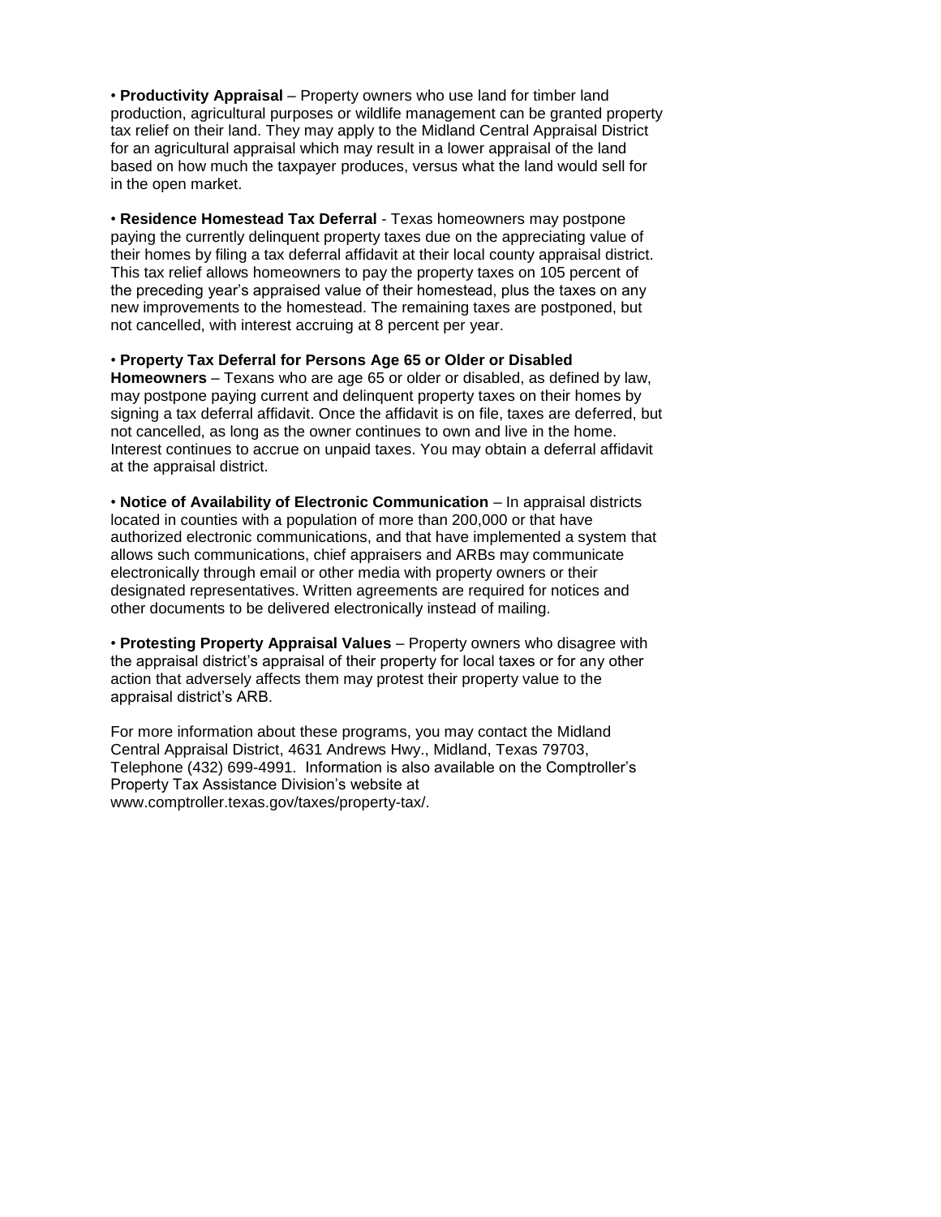• **Productivity Appraisal** – Property owners who use land for timber land production, agricultural purposes or wildlife management can be granted property tax relief on their land. They may apply to the Midland Central Appraisal District for an agricultural appraisal which may result in a lower appraisal of the land based on how much the taxpayer produces, versus what the land would sell for in the open market.

• **Residence Homestead Tax Deferral** - Texas homeowners may postpone paying the currently delinquent property taxes due on the appreciating value of their homes by filing a tax deferral affidavit at their local county appraisal district. This tax relief allows homeowners to pay the property taxes on 105 percent of the preceding year's appraised value of their homestead, plus the taxes on any new improvements to the homestead. The remaining taxes are postponed, but not cancelled, with interest accruing at 8 percent per year.

• **Property Tax Deferral for Persons Age 65 or Older or Disabled Homeowners** – Texans who are age 65 or older or disabled, as defined by law, may postpone paying current and delinquent property taxes on their homes by signing a tax deferral affidavit. Once the affidavit is on file, taxes are deferred, but not cancelled, as long as the owner continues to own and live in the home. Interest continues to accrue on unpaid taxes. You may obtain a deferral affidavit at the appraisal district.

• **Notice of Availability of Electronic Communication** – In appraisal districts located in counties with a population of more than 200,000 or that have authorized electronic communications, and that have implemented a system that allows such communications, chief appraisers and ARBs may communicate electronically through email or other media with property owners or their designated representatives. Written agreements are required for notices and other documents to be delivered electronically instead of mailing.

• **Protesting Property Appraisal Values** – Property owners who disagree with the appraisal district's appraisal of their property for local taxes or for any other action that adversely affects them may protest their property value to the appraisal district's ARB.

For more information about these programs, you may contact the Midland Central Appraisal District, 4631 Andrews Hwy., Midland, Texas 79703, Telephone (432) 699-4991. Information is also available on the Comptroller's Property Tax Assistance Division's website at www.comptroller.texas.gov/taxes/property-tax/.